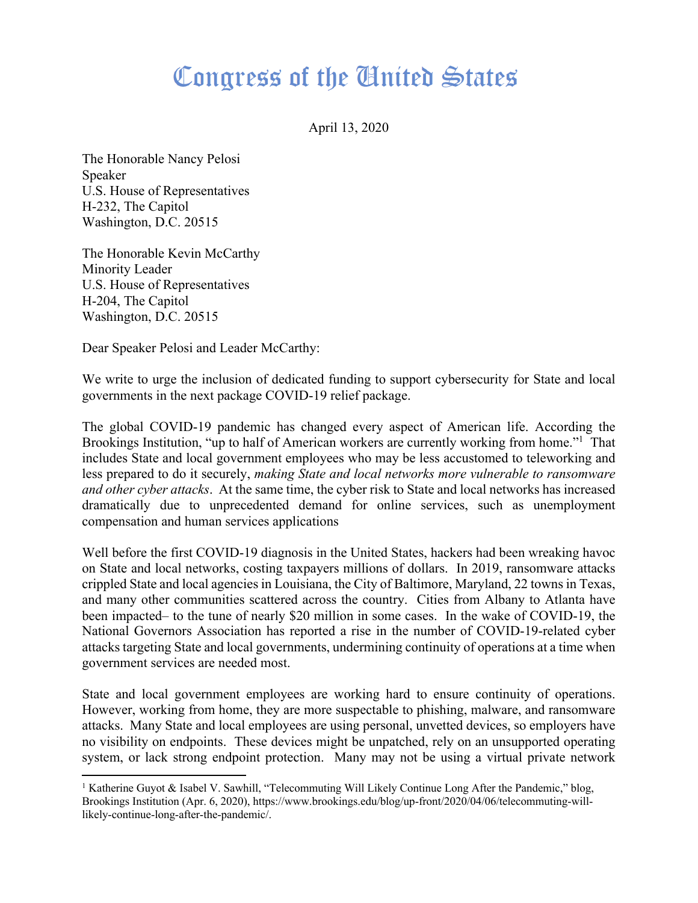# Congress of the United States

April 13, 2020

The Honorable Nancy Pelosi
Speaker
U.S. House of Representatives
H-232, The Capitol
Washington, D.C. 20515

The Honorable Kevin McCarthy
Minority Leader
U.S. House of Representatives
H-204, The Capitol
Washington, D.C. 20515

Dear Speaker Pelosi and Leader McCarthy:

We write to urge the inclusion of dedicated funding to support cybersecurity for State and local governments in the next package COVID-19 relief package.

The global COVID-19 pandemic has changed every aspect of American life. According the Brookings Institution, "up to half of American workers are currently working from home."[1] That includes State and local government employees who may be less accustomed to teleworking and less prepared to do it securely, *making State and local networks more vulnerable to ransomware and other cyber attacks*. At the same time, the cyber risk to State and local networks has increased dramatically due to unprecedented demand for online services, such as unemployment compensation and human services applications

Well before the first COVID-19 diagnosis in the United States, hackers had been wreaking havoc on State and local networks, costing taxpayers millions of dollars. In 2019, ransomware attacks crippled State and local agencies in Louisiana, the City of Baltimore, Maryland, 22 towns in Texas, and many other communities scattered across the country. Cities from Albany to Atlanta have been impacted– to the tune of nearly $20 million in some cases. In the wake of COVID-19, the National Governors Association has reported a rise in the number of COVID-19-related cyber attacks targeting State and local governments, undermining continuity of operations at a time when government services are needed most.

State and local government employees are working hard to ensure continuity of operations. However, working from home, they are more suspectable to phishing, malware, and ransomware attacks. Many State and local employees are using personal, unvetted devices, so employers have no visibility on endpoints. These devices might be unpatched, rely on an unsupported operating system, or lack strong endpoint protection. Many may not be using a virtual private network

---

[1] Katherine Guyot & Isabel V. Sawhill, "Telecommuting Will Likely Continue Long After the Pandemic," blog, Brookings Institution (Apr. 6, 2020), https://www.brookings.edu/blog/up-front/2020/04/06/telecommuting-will-likely-continue-long-after-the-pandemic/.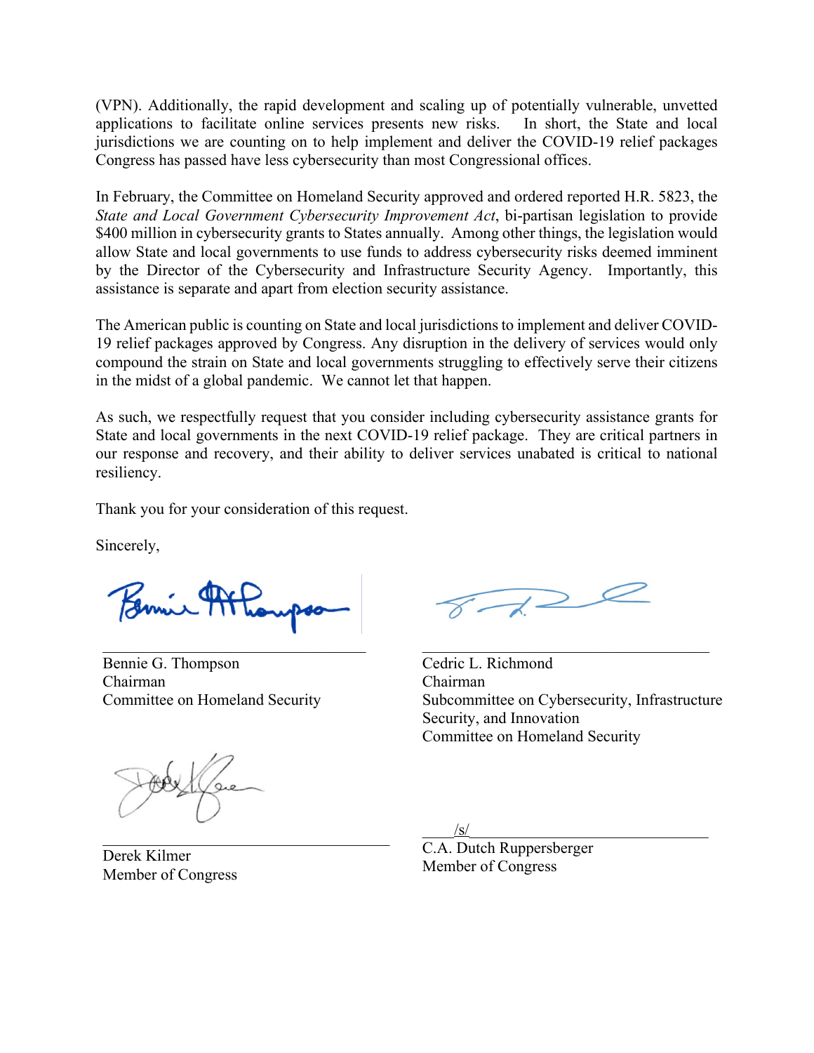(VPN). Additionally, the rapid development and scaling up of potentially vulnerable, unvetted applications to facilitate online services presents new risks. In short, the State and local jurisdictions we are counting on to help implement and deliver the COVID-19 relief packages Congress has passed have less cybersecurity than most Congressional offices.

In February, the Committee on Homeland Security approved and ordered reported H.R. 5823, the *State and Local Government Cybersecurity Improvement Act*, bi-partisan legislation to provide $400 million in cybersecurity grants to States annually. Among other things, the legislation would allow State and local governments to use funds to address cybersecurity risks deemed imminent by the Director of the Cybersecurity and Infrastructure Security Agency. Importantly, this assistance is separate and apart from election security assistance.

The American public is counting on State and local jurisdictions to implement and deliver COVID-19 relief packages approved by Congress. Any disruption in the delivery of services would only compound the strain on State and local governments struggling to effectively serve their citizens in the midst of a global pandemic. We cannot let that happen.

As such, we respectfully request that you consider including cybersecurity assistance grants for State and local governments in the next COVID-19 relief package. They are critical partners in our response and recovery, and their ability to deliver services unabated is critical to national resiliency.

Thank you for your consideration of this request.

Sincerely,

Bennie G. Thompson
Chairman
Committee on Homeland Security

Cedric L. Richmond
Chairman
Subcommittee on Cybersecurity, Infrastructure Security, and Innovation
Committee on Homeland Security

Derek Kilmer
Member of Congress

/s/
C.A. Dutch Ruppersberger
Member of Congress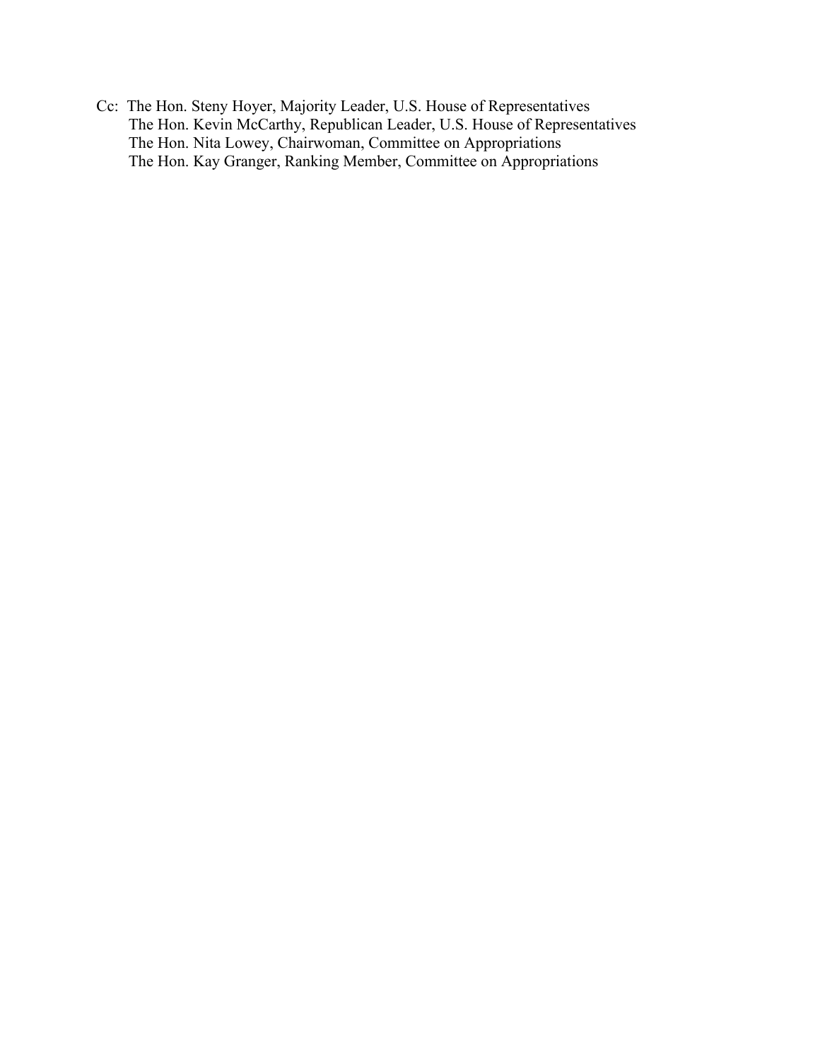Cc: The Hon. Steny Hoyer, Majority Leader, U.S. House of Representatives
The Hon. Kevin McCarthy, Republican Leader, U.S. House of Representatives
The Hon. Nita Lowey, Chairwoman, Committee on Appropriations
The Hon. Kay Granger, Ranking Member, Committee on Appropriations